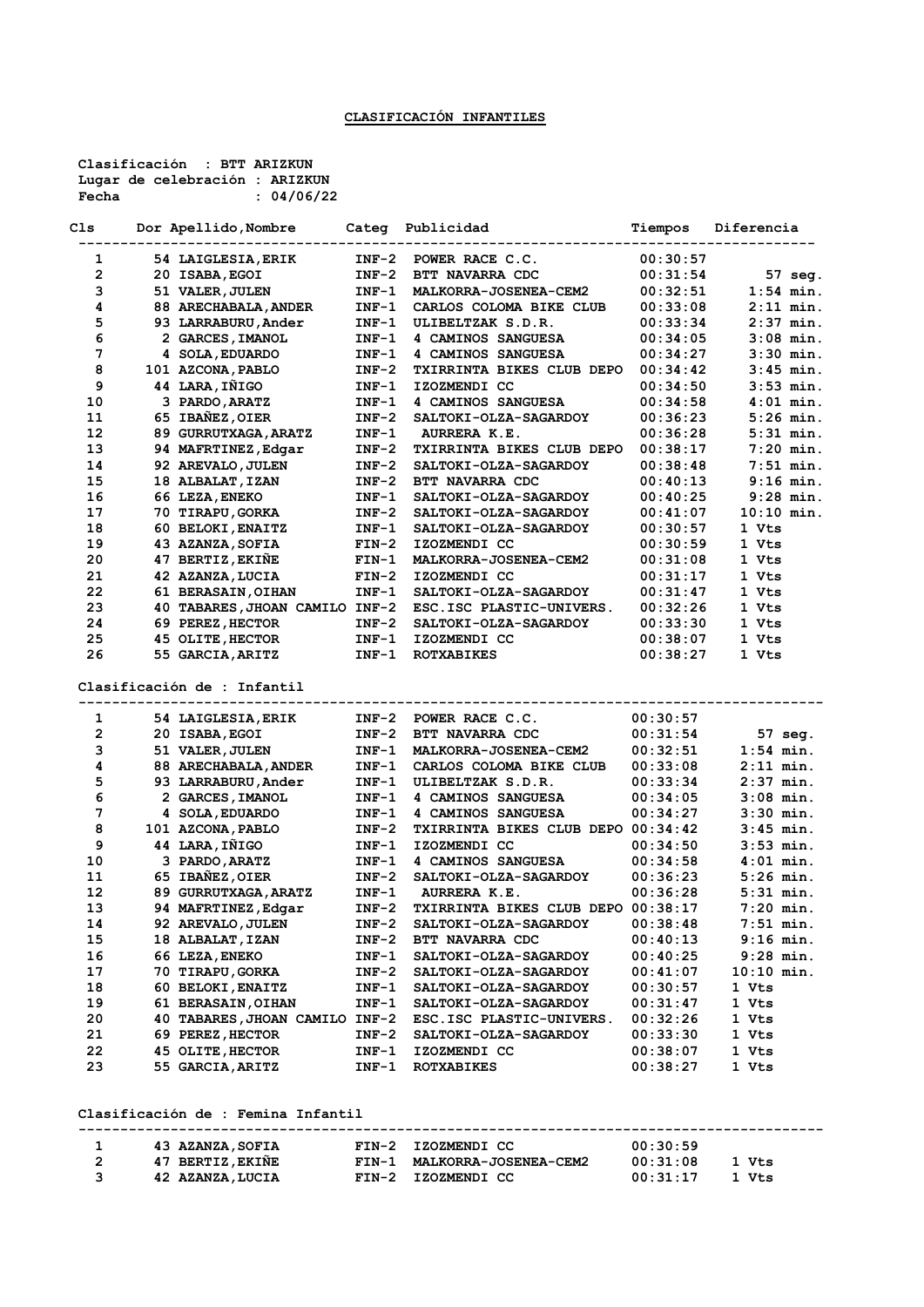# CLASIFICACIÓN INFANTILES

Clasificación : BTT ARIZKUN
Lugar de celebración : ARIZKUN
Fecha : 04/06/22

| Cls | Dor | Apellido,Nombre | Categ | Publicidad | Tiempos | Diferencia |
|---|---|---|---|---|---|---|
| 1 | 54 | LAIGLESIA,ERIK | INF-2 | POWER RACE C.C. | 00:30:57 | |
| 2 | 20 | ISABA,EGOI | INF-2 | BTT NAVARRA CDC | 00:31:54 | 57 seg. |
| 3 | 51 | VALER,JULEN | INF-1 | MALKORRA-JOSENEA-CEM2 | 00:32:51 | 1:54 min. |
| 4 | 88 | ARECHABALA,ANDER | INF-1 | CARLOS COLOMA BIKE CLUB | 00:33:08 | 2:11 min. |
| 5 | 93 | LARRABURU,Ander | INF-1 | ULIBELTZAK S.D.R. | 00:33:34 | 2:37 min. |
| 6 | 2 | GARCES,IMANOL | INF-1 | 4 CAMINOS SANGUESA | 00:34:05 | 3:08 min. |
| 7 | 4 | SOLA,EDUARDO | INF-1 | 4 CAMINOS SANGUESA | 00:34:27 | 3:30 min. |
| 8 | 101 | AZCONA,PABLO | INF-2 | TXIRRINTA BIKES CLUB DEPO | 00:34:42 | 3:45 min. |
| 9 | 44 | LARA,IÑIGO | INF-1 | IZOZMENDI CC | 00:34:50 | 3:53 min. |
| 10 | 3 | PARDO,ARATZ | INF-1 | 4 CAMINOS SANGUESA | 00:34:58 | 4:01 min. |
| 11 | 65 | IBAÑEZ,OIER | INF-2 | SALTOKI-OLZA-SAGARDOY | 00:36:23 | 5:26 min. |
| 12 | 89 | GURRUTXAGA,ARATZ | INF-1 | AURRERA K.E. | 00:36:28 | 5:31 min. |
| 13 | 94 | MAFRTINEZ,Edgar | INF-2 | TXIRRINTA BIKES CLUB DEPO | 00:38:17 | 7:20 min. |
| 14 | 92 | AREVALO,JULEN | INF-2 | SALTOKI-OLZA-SAGARDOY | 00:38:48 | 7:51 min. |
| 15 | 18 | ALBALAT,IZAN | INF-2 | BTT NAVARRA CDC | 00:40:13 | 9:16 min. |
| 16 | 66 | LEZA,ENEKO | INF-1 | SALTOKI-OLZA-SAGARDOY | 00:40:25 | 9:28 min. |
| 17 | 70 | TIRAPU,GORKA | INF-2 | SALTOKI-OLZA-SAGARDOY | 00:41:07 | 10:10 min. |
| 18 | 60 | BELOKI,ENAITZ | INF-1 | SALTOKI-OLZA-SAGARDOY | 00:30:57 | 1 Vts |
| 19 | 43 | AZANZA,SOFIA | FIN-2 | IZOZMENDI CC | 00:30:59 | 1 Vts |
| 20 | 47 | BERTIZ,EKIÑE | FIN-1 | MALKORRA-JOSENEA-CEM2 | 00:31:08 | 1 Vts |
| 21 | 42 | AZANZA,LUCIA | FIN-2 | IZOZMENDI CC | 00:31:17 | 1 Vts |
| 22 | 61 | BERASAIN,OIHAN | INF-1 | SALTOKI-OLZA-SAGARDOY | 00:31:47 | 1 Vts |
| 23 | 40 | TABARES,JHOAN CAMILO | INF-2 | ESC.ISC PLASTIC-UNIVERS. | 00:32:26 | 1 Vts |
| 24 | 69 | PEREZ,HECTOR | INF-2 | SALTOKI-OLZA-SAGARDOY | 00:33:30 | 1 Vts |
| 25 | 45 | OLITE,HECTOR | INF-1 | IZOZMENDI CC | 00:38:07 | 1 Vts |
| 26 | 55 | GARCIA,ARITZ | INF-1 | ROTXABIKES | 00:38:27 | 1 Vts |

## Clasificación de : Infantil

| Cls | Dor | Apellido,Nombre | Categ | Publicidad | Tiempos | Diferencia |
|---|---|---|---|---|---|---|
| 1 | 54 | LAIGLESIA,ERIK | INF-2 | POWER RACE C.C. | 00:30:57 | |
| 2 | 20 | ISABA,EGOI | INF-2 | BTT NAVARRA CDC | 00:31:54 | 57 seg. |
| 3 | 51 | VALER,JULEN | INF-1 | MALKORRA-JOSENEA-CEM2 | 00:32:51 | 1:54 min. |
| 4 | 88 | ARECHABALA,ANDER | INF-1 | CARLOS COLOMA BIKE CLUB | 00:33:08 | 2:11 min. |
| 5 | 93 | LARRABURU,Ander | INF-1 | ULIBELTZAK S.D.R. | 00:33:34 | 2:37 min. |
| 6 | 2 | GARCES,IMANOL | INF-1 | 4 CAMINOS SANGUESA | 00:34:05 | 3:08 min. |
| 7 | 4 | SOLA,EDUARDO | INF-1 | 4 CAMINOS SANGUESA | 00:34:27 | 3:30 min. |
| 8 | 101 | AZCONA,PABLO | INF-2 | TXIRRINTA BIKES CLUB DEPO | 00:34:42 | 3:45 min. |
| 9 | 44 | LARA,IÑIGO | INF-1 | IZOZMENDI CC | 00:34:50 | 3:53 min. |
| 10 | 3 | PARDO,ARATZ | INF-1 | 4 CAMINOS SANGUESA | 00:34:58 | 4:01 min. |
| 11 | 65 | IBAÑEZ,OIER | INF-2 | SALTOKI-OLZA-SAGARDOY | 00:36:23 | 5:26 min. |
| 12 | 89 | GURRUTXAGA,ARATZ | INF-1 | AURRERA K.E. | 00:36:28 | 5:31 min. |
| 13 | 94 | MAFRTINEZ,Edgar | INF-2 | TXIRRINTA BIKES CLUB DEPO | 00:38:17 | 7:20 min. |
| 14 | 92 | AREVALO,JULEN | INF-2 | SALTOKI-OLZA-SAGARDOY | 00:38:48 | 7:51 min. |
| 15 | 18 | ALBALAT,IZAN | INF-2 | BTT NAVARRA CDC | 00:40:13 | 9:16 min. |
| 16 | 66 | LEZA,ENEKO | INF-1 | SALTOKI-OLZA-SAGARDOY | 00:40:25 | 9:28 min. |
| 17 | 70 | TIRAPU,GORKA | INF-2 | SALTOKI-OLZA-SAGARDOY | 00:41:07 | 10:10 min. |
| 18 | 60 | BELOKI,ENAITZ | INF-1 | SALTOKI-OLZA-SAGARDOY | 00:30:57 | 1 Vts |
| 19 | 61 | BERASAIN,OIHAN | INF-1 | SALTOKI-OLZA-SAGARDOY | 00:31:47 | 1 Vts |
| 20 | 40 | TABARES,JHOAN CAMILO | INF-2 | ESC.ISC PLASTIC-UNIVERS. | 00:32:26 | 1 Vts |
| 21 | 69 | PEREZ,HECTOR | INF-2 | SALTOKI-OLZA-SAGARDOY | 00:33:30 | 1 Vts |
| 22 | 45 | OLITE,HECTOR | INF-1 | IZOZMENDI CC | 00:38:07 | 1 Vts |
| 23 | 55 | GARCIA,ARITZ | INF-1 | ROTXABIKES | 00:38:27 | 1 Vts |

## Clasificación de : Femina Infantil

| Cls | Dor | Apellido,Nombre | Categ | Publicidad | Tiempos | Diferencia |
|---|---|---|---|---|---|---|
| 1 | 43 | AZANZA,SOFIA | FIN-2 | IZOZMENDI CC | 00:30:59 | |
| 2 | 47 | BERTIZ,EKIÑE | FIN-1 | MALKORRA-JOSENEA-CEM2 | 00:31:08 | 1 Vts |
| 3 | 42 | AZANZA,LUCIA | FIN-2 | IZOZMENDI CC | 00:31:17 | 1 Vts |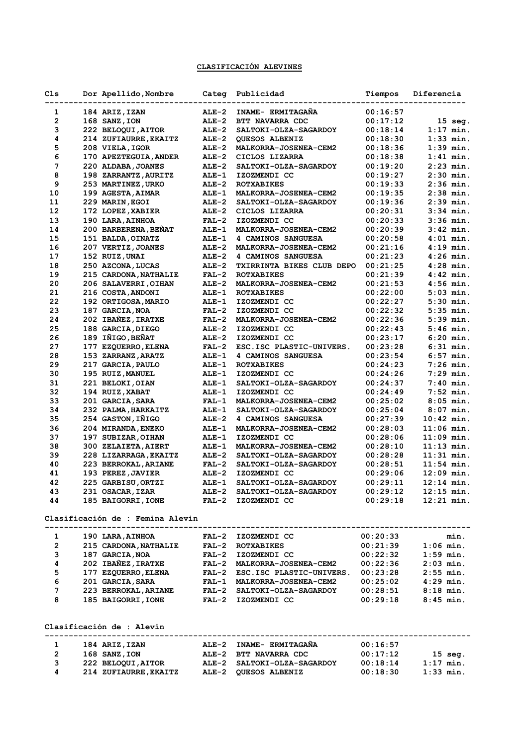## CLASIFICACIÓN ALEVINES

| Cls | Dor | Apellido,Nombre | Categ | Publicidad | Tiempos | Diferencia |
|---|---|---|---|---|---|---|
| 1 | 184 | ARIZ,IZAN | ALE-2 | INAME- ERMITAGAÑA | 00:16:57 | |
| 2 | 168 | SANZ,ION | ALE-2 | BTT NAVARRA CDC | 00:17:12 | 15 seg. |
| 3 | 222 | BELOQUI,AITOR | ALE-2 | SALTOKI-OLZA-SAGARDOY | 00:18:14 | 1:17 min. |
| 4 | 214 | ZUFIAURRE,EKAITZ | ALE-2 | QUESOS ALBENIZ | 00:18:30 | 1:33 min. |
| 5 | 208 | VIELA,IGOR | ALE-2 | MALKORRA-JOSENEA-CEM2 | 00:18:36 | 1:39 min. |
| 6 | 170 | APEZTEGUIA,ANDER | ALE-2 | CICLOS LIZARRA | 00:18:38 | 1:41 min. |
| 7 | 220 | ALDABA,JOANES | ALE-2 | SALTOKI-OLZA-SAGARDOY | 00:19:20 | 2:23 min. |
| 8 | 198 | ZARRANTZ,AURITZ | ALE-1 | IZOZMENDI CC | 00:19:27 | 2:30 min. |
| 9 | 253 | MARTINEZ,URKO | ALE-2 | ROTXABIKES | 00:19:33 | 2:36 min. |
| 10 | 199 | AGESTA,AIMAR | ALE-1 | MALKORRA-JOSENEA-CEM2 | 00:19:35 | 2:38 min. |
| 11 | 229 | MARIN,EGOI | ALE-2 | SALTOKI-OLZA-SAGARDOY | 00:19:36 | 2:39 min. |
| 12 | 172 | LOPEZ,XABIER | ALE-2 | CICLOS LIZARRA | 00:20:31 | 3:34 min. |
| 13 | 190 | LARA,AINHOA | FAL-2 | IZOZMENDI CC | 00:20:33 | 3:36 min. |
| 14 | 200 | BARBERENA,BEÑAT | ALE-1 | MALKORRA-JOSENEA-CEM2 | 00:20:39 | 3:42 min. |
| 15 | 151 | BALDA,OINATZ | ALE-1 | 4 CAMINOS SANGUESA | 00:20:58 | 4:01 min. |
| 16 | 207 | VERTIZ,JOANES | ALE-2 | MALKORRA-JOSENEA-CEM2 | 00:21:16 | 4:19 min. |
| 17 | 152 | RUIZ,UNAI | ALE-2 | 4 CAMINOS SANGUESA | 00:21:23 | 4:26 min. |
| 18 | 250 | AZCONA,LUCAS | ALE-2 | TXIRRINTA BIKES CLUB DEPO | 00:21:25 | 4:28 min. |
| 19 | 215 | CARDONA,NATHALIE | FAL-2 | ROTXABIKES | 00:21:39 | 4:42 min. |
| 20 | 206 | SALAVERRI,OIHAN | ALE-2 | MALKORRA-JOSENEA-CEM2 | 00:21:53 | 4:56 min. |
| 21 | 216 | COSTA,ANDONI | ALE-1 | ROTXABIKES | 00:22:00 | 5:03 min. |
| 22 | 192 | ORTIGOSA,MARIO | ALE-1 | IZOZMENDI CC | 00:22:27 | 5:30 min. |
| 23 | 187 | GARCIA,NOA | FAL-2 | IZOZMENDI CC | 00:22:32 | 5:35 min. |
| 24 | 202 | IBAÑEZ,IRATXE | FAL-2 | MALKORRA-JOSENEA-CEM2 | 00:22:36 | 5:39 min. |
| 25 | 188 | GARCIA,DIEGO | ALE-2 | IZOZMENDI CC | 00:22:43 | 5:46 min. |
| 26 | 189 | IÑIGO,BEÑAT | ALE-2 | IZOZMENDI CC | 00:23:17 | 6:20 min. |
| 27 | 177 | EZQUERRO,ELENA | FAL-2 | ESC.ISC PLASTIC-UNIVERS. | 00:23:28 | 6:31 min. |
| 28 | 153 | ZARRANZ,ARATZ | ALE-1 | 4 CAMINOS SANGUESA | 00:23:54 | 6:57 min. |
| 29 | 217 | GARCIA,PAULO | ALE-1 | ROTXABIKES | 00:24:23 | 7:26 min. |
| 30 | 195 | RUIZ,MANUEL | ALE-1 | IZOZMENDI CC | 00:24:26 | 7:29 min. |
| 31 | 221 | BELOKI,OIAN | ALE-1 | SALTOKI-OLZA-SAGARDOY | 00:24:37 | 7:40 min. |
| 32 | 194 | RUIZ,XABAT | ALE-1 | IZOZMENDI CC | 00:24:49 | 7:52 min. |
| 33 | 201 | GARCIA,SARA | FAL-1 | MALKORRA-JOSENEA-CEM2 | 00:25:02 | 8:05 min. |
| 34 | 232 | PALMA,HARKAITZ | ALE-1 | SALTOKI-OLZA-SAGARDOY | 00:25:04 | 8:07 min. |
| 35 | 254 | GASTON,IÑIGO | ALE-2 | 4 CAMINOS SANGUESA | 00:27:39 | 10:42 min. |
| 36 | 204 | MIRANDA,ENEKO | ALE-1 | MALKORRA-JOSENEA-CEM2 | 00:28:03 | 11:06 min. |
| 37 | 197 | SUBIZAR,OIHAN | ALE-1 | IZOZMENDI CC | 00:28:06 | 11:09 min. |
| 38 | 300 | ZELAIETA,AIERT | ALE-1 | MALKORRA-JOSENEA-CEM2 | 00:28:10 | 11:13 min. |
| 39 | 228 | LIZARRAGA,EKAITZ | ALE-2 | SALTOKI-OLZA-SAGARDOY | 00:28:28 | 11:31 min. |
| 40 | 223 | BERROKAL,ARIANE | FAL-2 | SALTOKI-OLZA-SAGARDOY | 00:28:51 | 11:54 min. |
| 41 | 193 | PEREZ,JAVIER | ALE-2 | IZOZMENDI CC | 00:29:06 | 12:09 min. |
| 42 | 225 | GARBISU,ORTZI | ALE-1 | SALTOKI-OLZA-SAGARDOY | 00:29:11 | 12:14 min. |
| 43 | 231 | OSACAR,IZAR | ALE-2 | SALTOKI-OLZA-SAGARDOY | 00:29:12 | 12:15 min. |
| 44 | 185 | BAIGORRI,IONE | FAL-2 | IZOZMENDI CC | 00:29:18 | 12:21 min. |

### Clasificación de : Femina Alevin

| Cls | Dor | Apellido,Nombre | Categ | Publicidad | Tiempos | Diferencia |
|---|---|---|---|---|---|---|
| 1 | 190 | LARA,AINHOA | FAL-2 | IZOZMENDI CC | 00:20:33 | min. |
| 2 | 215 | CARDONA,NATHALIE | FAL-2 | ROTXABIKES | 00:21:39 | 1:06 min. |
| 3 | 187 | GARCIA,NOA | FAL-2 | IZOZMENDI CC | 00:22:32 | 1:59 min. |
| 4 | 202 | IBAÑEZ,IRATXE | FAL-2 | MALKORRA-JOSENEA-CEM2 | 00:22:36 | 2:03 min. |
| 5 | 177 | EZQUERRO,ELENA | FAL-2 | ESC.ISC PLASTIC-UNIVERS. | 00:23:28 | 2:55 min. |
| 6 | 201 | GARCIA,SARA | FAL-1 | MALKORRA-JOSENEA-CEM2 | 00:25:02 | 4:29 min. |
| 7 | 223 | BERROKAL,ARIANE | FAL-2 | SALTOKI-OLZA-SAGARDOY | 00:28:51 | 8:18 min. |
| 8 | 185 | BAIGORRI,IONE | FAL-2 | IZOZMENDI CC | 00:29:18 | 8:45 min. |

### Clasificación de : Alevin

| Cls | Dor | Apellido,Nombre | Categ | Publicidad | Tiempos | Diferencia |
|---|---|---|---|---|---|---|
| 1 | 184 | ARIZ,IZAN | ALE-2 | INAME- ERMITAGAÑA | 00:16:57 | |
| 2 | 168 | SANZ,ION | ALE-2 | BTT NAVARRA CDC | 00:17:12 | 15 seg. |
| 3 | 222 | BELOQUI,AITOR | ALE-2 | SALTOKI-OLZA-SAGARDOY | 00:18:14 | 1:17 min. |
| 4 | 214 | ZUFIAURRE,EKAITZ | ALE-2 | QUESOS ALBENIZ | 00:18:30 | 1:33 min. |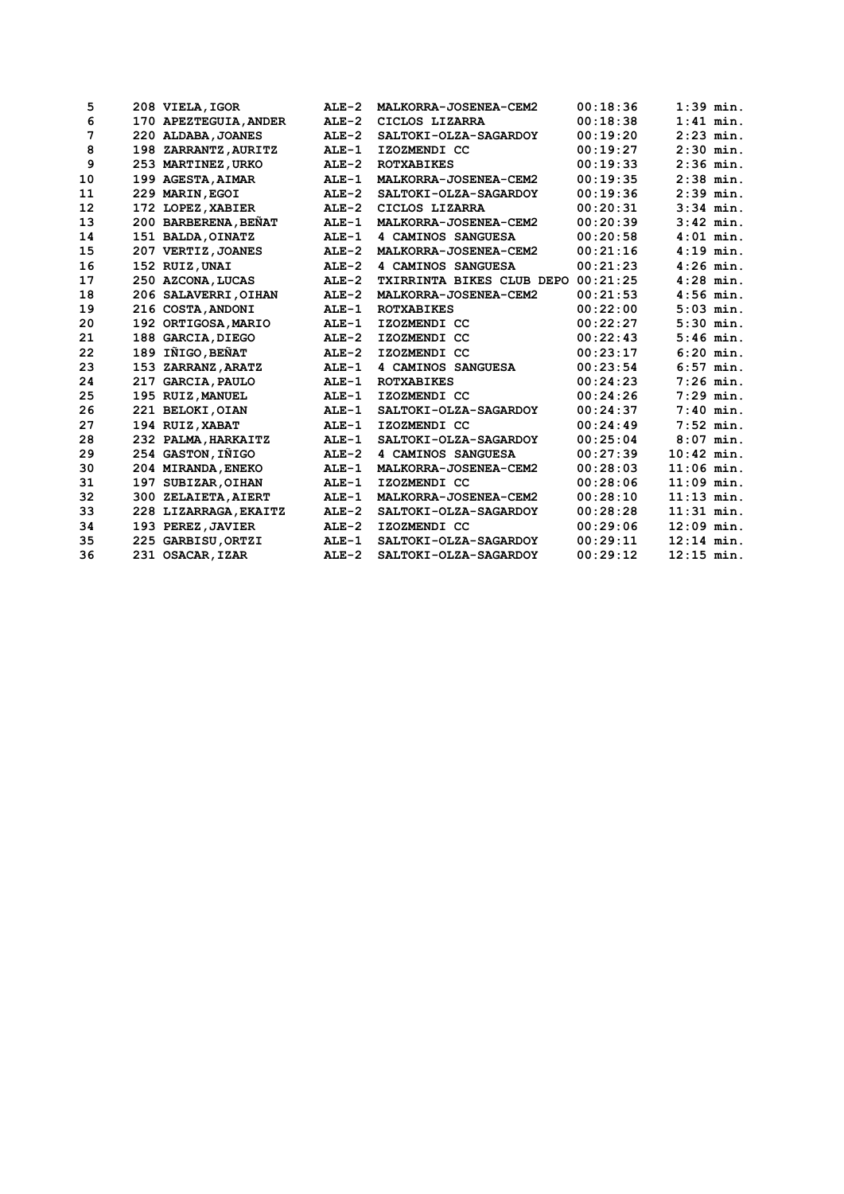| | | | | | | |
|---|---|---|---|---|---|---|
| 5 | 208 | VIELA,IGOR | ALE-2 | MALKORRA-JOSENEA-CEM2 | 00:18:36 | 1:39 min. |
| 6 | 170 | APEZTEGUIA,ANDER | ALE-2 | CICLOS LIZARRA | 00:18:38 | 1:41 min. |
| 7 | 220 | ALDABA,JOANES | ALE-2 | SALTOKI-OLZA-SAGARDOY | 00:19:20 | 2:23 min. |
| 8 | 198 | ZARRANTZ,AURITZ | ALE-1 | IZOZMENDI CC | 00:19:27 | 2:30 min. |
| 9 | 253 | MARTINEZ,URKO | ALE-2 | ROTXABIKES | 00:19:33 | 2:36 min. |
| 10 | 199 | AGESTA,AIMAR | ALE-1 | MALKORRA-JOSENEA-CEM2 | 00:19:35 | 2:38 min. |
| 11 | 229 | MARIN,EGOI | ALE-2 | SALTOKI-OLZA-SAGARDOY | 00:19:36 | 2:39 min. |
| 12 | 172 | LOPEZ,XABIER | ALE-2 | CICLOS LIZARRA | 00:20:31 | 3:34 min. |
| 13 | 200 | BARBERENA,BEÑAT | ALE-1 | MALKORRA-JOSENEA-CEM2 | 00:20:39 | 3:42 min. |
| 14 | 151 | BALDA,OINATZ | ALE-1 | 4 CAMINOS SANGUESA | 00:20:58 | 4:01 min. |
| 15 | 207 | VERTIZ,JOANES | ALE-2 | MALKORRA-JOSENEA-CEM2 | 00:21:16 | 4:19 min. |
| 16 | 152 | RUIZ,UNAI | ALE-2 | 4 CAMINOS SANGUESA | 00:21:23 | 4:26 min. |
| 17 | 250 | AZCONA,LUCAS | ALE-2 | TXIRRINTA BIKES CLUB DEPO | 00:21:25 | 4:28 min. |
| 18 | 206 | SALAVERRI,OIHAN | ALE-2 | MALKORRA-JOSENEA-CEM2 | 00:21:53 | 4:56 min. |
| 19 | 216 | COSTA,ANDONI | ALE-1 | ROTXABIKES | 00:22:00 | 5:03 min. |
| 20 | 192 | ORTIGOSA,MARIO | ALE-1 | IZOZMENDI CC | 00:22:27 | 5:30 min. |
| 21 | 188 | GARCIA,DIEGO | ALE-2 | IZOZMENDI CC | 00:22:43 | 5:46 min. |
| 22 | 189 | IÑIGO,BEÑAT | ALE-2 | IZOZMENDI CC | 00:23:17 | 6:20 min. |
| 23 | 153 | ZARRANZ,ARATZ | ALE-1 | 4 CAMINOS SANGUESA | 00:23:54 | 6:57 min. |
| 24 | 217 | GARCIA,PAULO | ALE-1 | ROTXABIKES | 00:24:23 | 7:26 min. |
| 25 | 195 | RUIZ,MANUEL | ALE-1 | IZOZMENDI CC | 00:24:26 | 7:29 min. |
| 26 | 221 | BELOKI,OIAN | ALE-1 | SALTOKI-OLZA-SAGARDOY | 00:24:37 | 7:40 min. |
| 27 | 194 | RUIZ,XABAT | ALE-1 | IZOZMENDI CC | 00:24:49 | 7:52 min. |
| 28 | 232 | PALMA,HARKAITZ | ALE-1 | SALTOKI-OLZA-SAGARDOY | 00:25:04 | 8:07 min. |
| 29 | 254 | GASTON,IÑIGO | ALE-2 | 4 CAMINOS SANGUESA | 00:27:39 | 10:42 min. |
| 30 | 204 | MIRANDA,ENEKO | ALE-1 | MALKORRA-JOSENEA-CEM2 | 00:28:03 | 11:06 min. |
| 31 | 197 | SUBIZAR,OIHAN | ALE-1 | IZOZMENDI CC | 00:28:06 | 11:09 min. |
| 32 | 300 | ZELAIETA,AIERT | ALE-1 | MALKORRA-JOSENEA-CEM2 | 00:28:10 | 11:13 min. |
| 33 | 228 | LIZARRAGA,EKAITZ | ALE-2 | SALTOKI-OLZA-SAGARDOY | 00:28:28 | 11:31 min. |
| 34 | 193 | PEREZ,JAVIER | ALE-2 | IZOZMENDI CC | 00:29:06 | 12:09 min. |
| 35 | 225 | GARBISU,ORTZI | ALE-1 | SALTOKI-OLZA-SAGARDOY | 00:29:11 | 12:14 min. |
| 36 | 231 | OSACAR,IZAR | ALE-2 | SALTOKI-OLZA-SAGARDOY | 00:29:12 | 12:15 min. |